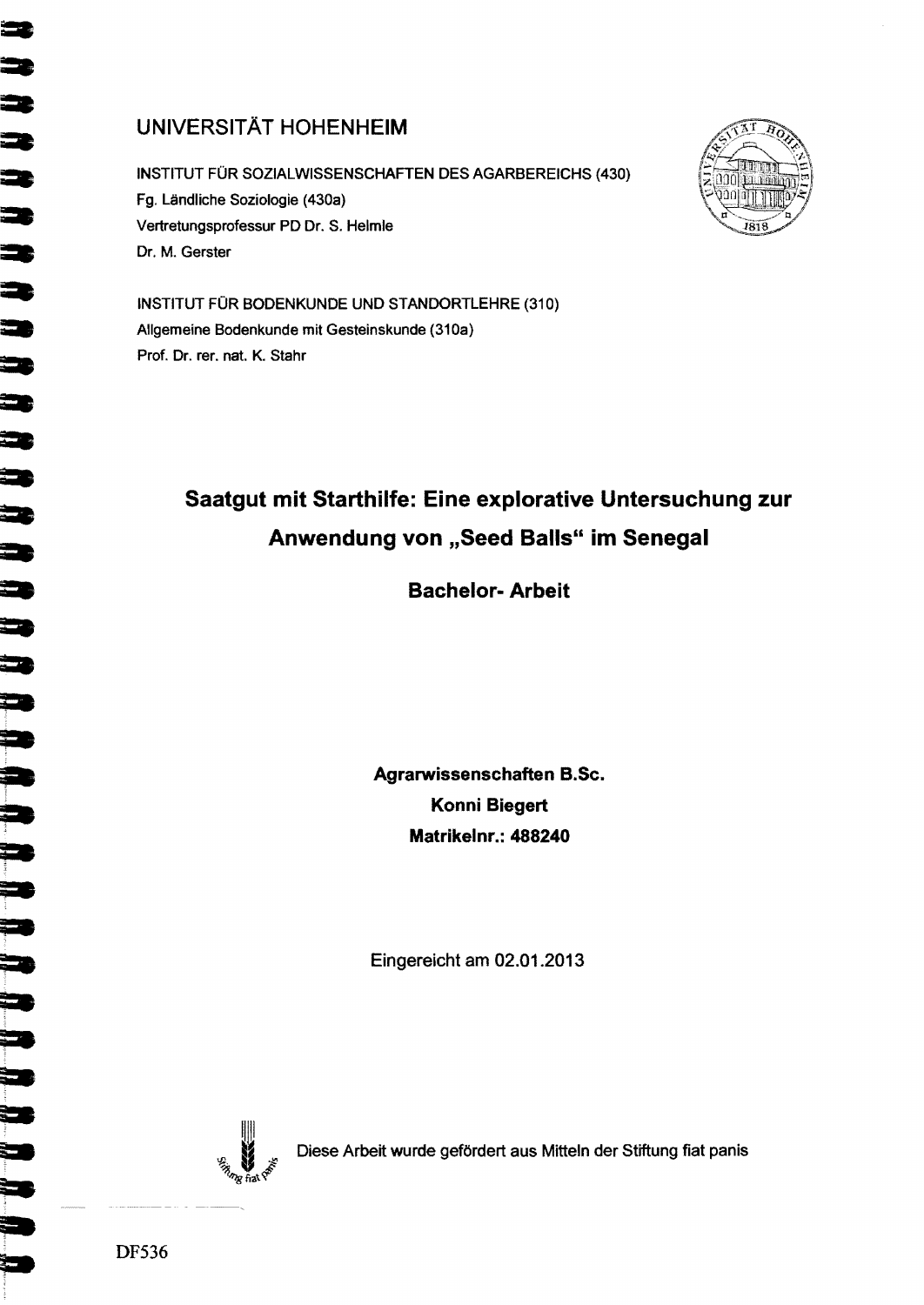# UNIVERSITÄT HOHENHEIM

INSTITUT FÜR SOZIALWISSENSCHAFTEN DES AGARBEREICHS (430)
Fg. Ländliche Soziologie (430a)
Vertretungsprofessur PD Dr. S. Helmle
Dr. M. Gerster

INSTITUT FÜR BODENKUNDE UND STANDORTLEHRE (310)
Allgemeine Bodenkunde mit Gesteinskunde (310a)
Prof. Dr. rer. nat. K. Stahr

## Saatgut mit Starthilfe: Eine explorative Untersuchung zur Anwendung von „Seed Balls" im Senegal

**Bachelor- Arbeit**

**Agrarwissenschaften B.Sc.**
**Konni Biegert**
**Matrikelnr.: 488240**

Eingereicht am 02.01.2013

Diese Arbeit wurde gefördert aus Mitteln der Stiftung fiat panis

DF536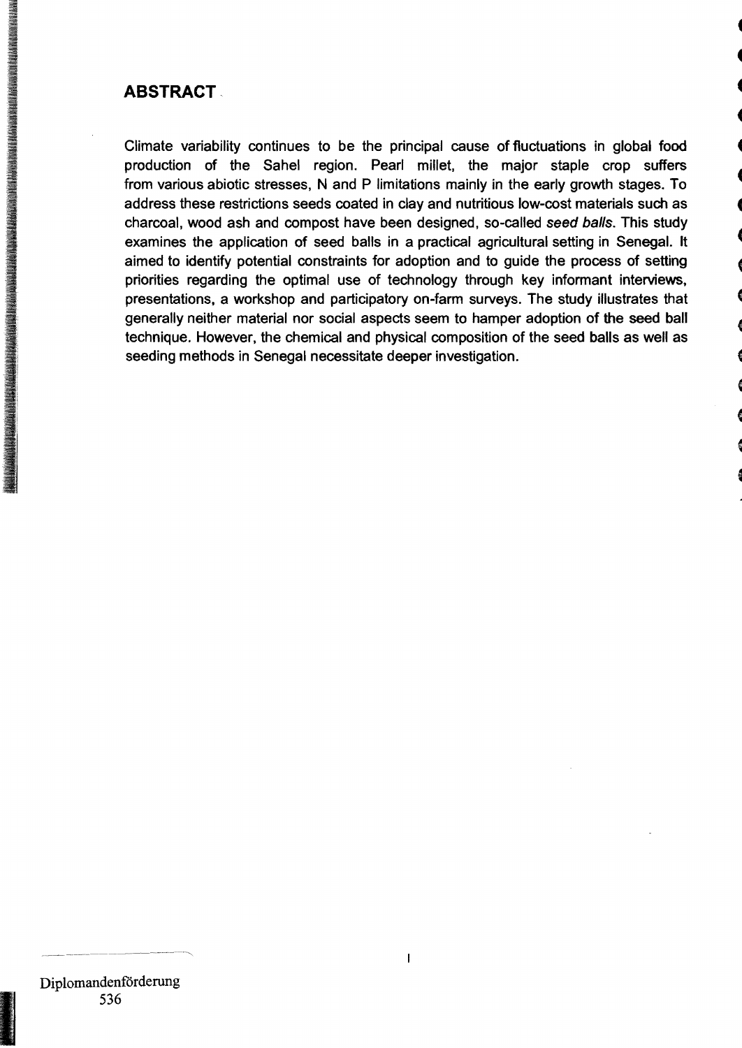## ABSTRACT

Climate variability continues to be the principal cause of fluctuations in global food production of the Sahel region. Pearl millet, the major staple crop suffers from various abiotic stresses, N and P limitations mainly in the early growth stages. To address these restrictions seeds coated in clay and nutritious low-cost materials such as charcoal, wood ash and compost have been designed, so-called *seed balls*. This study examines the application of seed balls in a practical agricultural setting in Senegal. It aimed to identify potential constraints for adoption and to guide the process of setting priorities regarding the optimal use of technology through key informant interviews, presentations, a workshop and participatory on-farm surveys. The study illustrates that generally neither material nor social aspects seem to hamper adoption of the seed ball technique. However, the chemical and physical composition of the seed balls as well as seeding methods in Senegal necessitate deeper investigation.

Diplomandenförderung
536